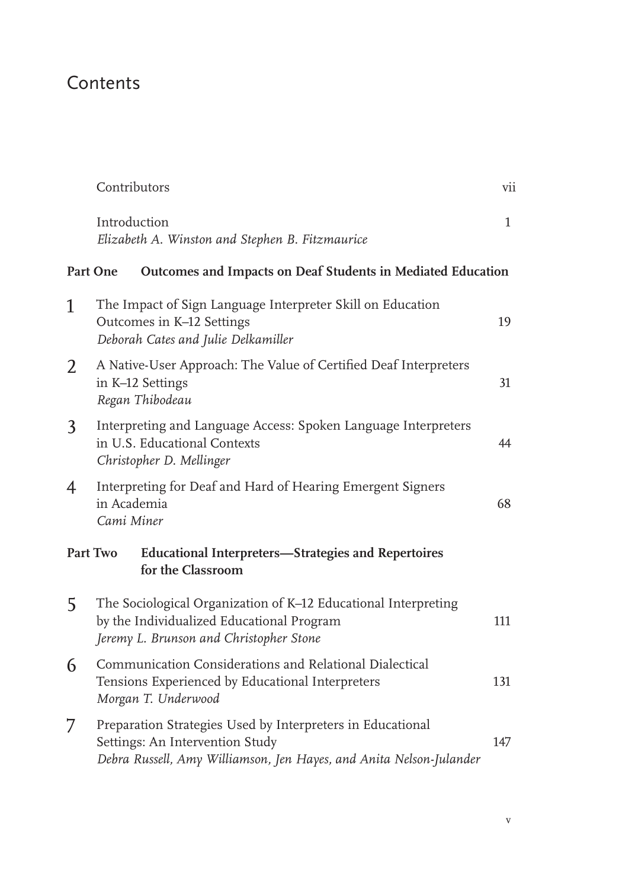# Contents

Contributors vii

Introduction 1
*Elizabeth A. Winston and Stephen B. Fitzmaurice*

**Part One Outcomes and Impacts on Deaf Students in Mediated Education**

1 The Impact of Sign Language Interpreter Skill on Education Outcomes in K–12 Settings 19
*Deborah Cates and Julie Delkamiller*

2 A Native-User Approach: The Value of Certified Deaf Interpreters in K–12 Settings 31
*Regan Thibodeau*

3 Interpreting and Language Access: Spoken Language Interpreters in U.S. Educational Contexts 44
*Christopher D. Mellinger*

4 Interpreting for Deaf and Hard of Hearing Emergent Signers in Academia 68
*Cami Miner*

**Part Two Educational Interpreters—Strategies and Repertoires for the Classroom**

5 The Sociological Organization of K–12 Educational Interpreting by the Individualized Educational Program 111
*Jeremy L. Brunson and Christopher Stone*

6 Communication Considerations and Relational Dialectical Tensions Experienced by Educational Interpreters 131
*Morgan T. Underwood*

7 Preparation Strategies Used by Interpreters in Educational Settings: An Intervention Study 147
*Debra Russell, Amy Williamson, Jen Hayes, and Anita Nelson-Julander*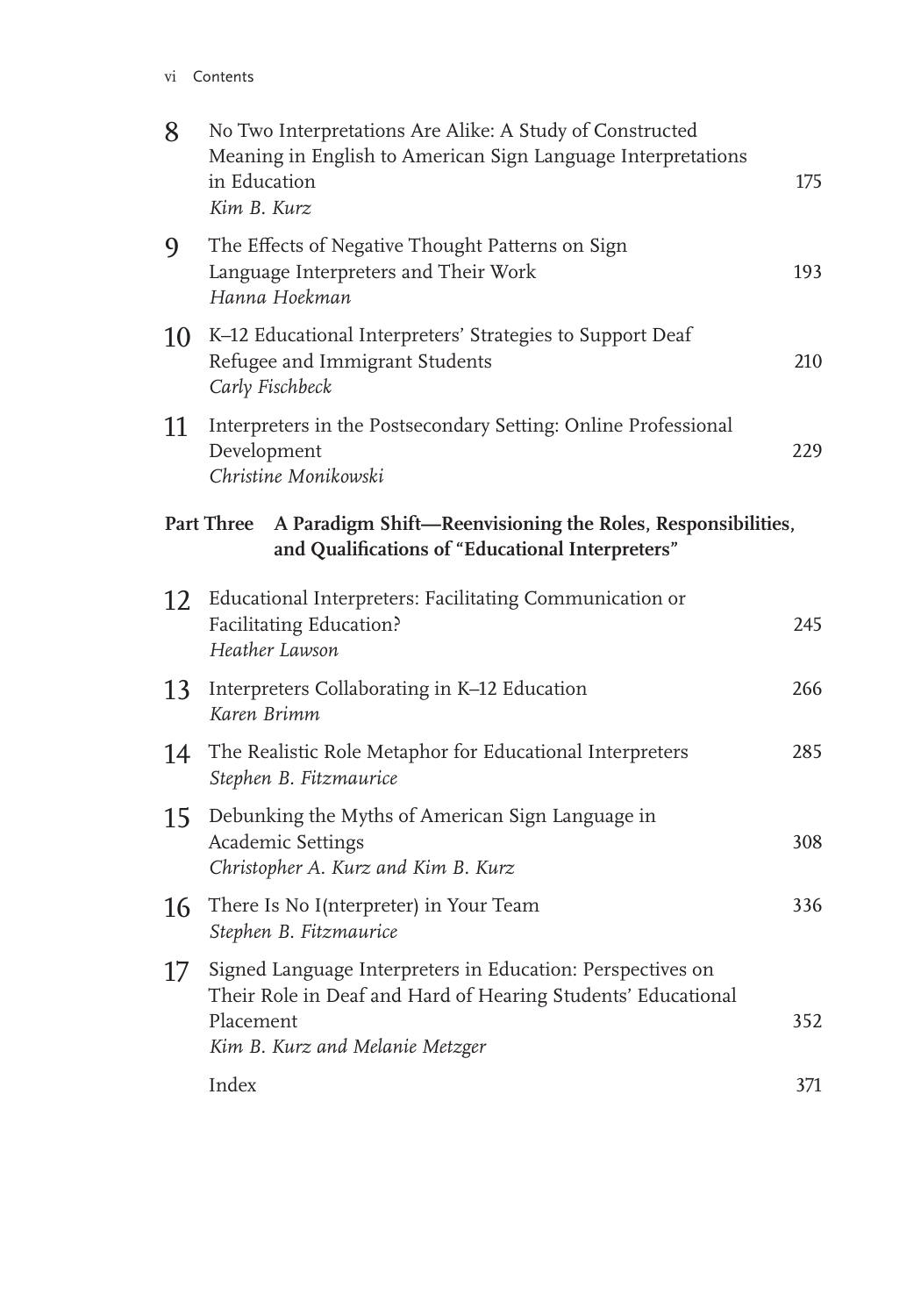8 No Two Interpretations Are Alike: A Study of Constructed Meaning in English to American Sign Language Interpretations in Education — 175
*Kim B. Kurz*

9 The Effects of Negative Thought Patterns on Sign Language Interpreters and Their Work — 193
*Hanna Hoekman*

10 K–12 Educational Interpreters' Strategies to Support Deaf Refugee and Immigrant Students — 210
*Carly Fischbeck*

11 Interpreters in the Postsecondary Setting: Online Professional Development — 229
*Christine Monikowski*

## Part Three A Paradigm Shift—Reenvisioning the Roles, Responsibilities, and Qualifications of "Educational Interpreters"

12 Educational Interpreters: Facilitating Communication or Facilitating Education? — 245
*Heather Lawson*

13 Interpreters Collaborating in K–12 Education — 266
*Karen Brimm*

14 The Realistic Role Metaphor for Educational Interpreters — 285
*Stephen B. Fitzmaurice*

15 Debunking the Myths of American Sign Language in Academic Settings — 308
*Christopher A. Kurz and Kim B. Kurz*

16 There Is No I(nterpreter) in Your Team — 336
*Stephen B. Fitzmaurice*

17 Signed Language Interpreters in Education: Perspectives on Their Role in Deaf and Hard of Hearing Students' Educational Placement — 352
*Kim B. Kurz and Melanie Metzger*

Index — 371